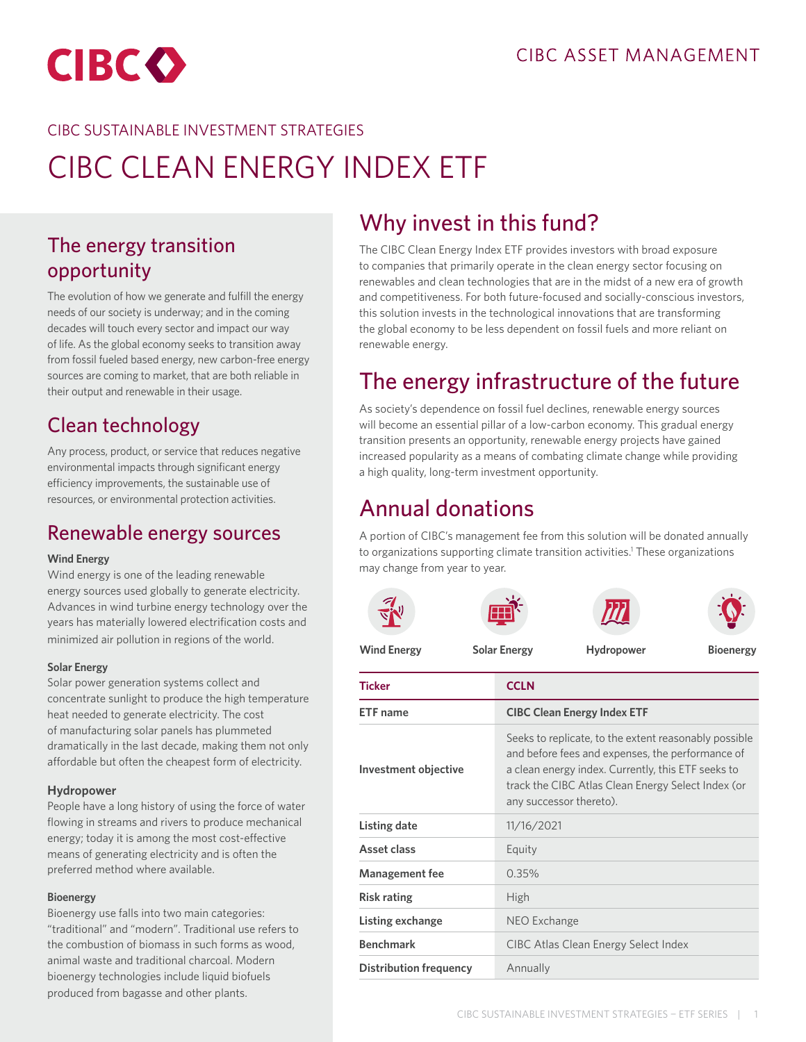CIBC ASSET MANAGEMENT

CIBC SUSTAINABLE INVESTMENT STRATEGIES

# CIBC CLEAN ENERGY INDEX ETF

## The energy transition opportunity

The evolution of how we generate and fulfill the energy needs of our society is underway; and in the coming decades will touch every sector and impact our way of life. As the global economy seeks to transition away from fossil fueled based energy, new carbon-free energy sources are coming to market, that are both reliable in their output and renewable in their usage.

## Clean technology

Any process, product, or service that reduces negative environmental impacts through significant energy efficiency improvements, the sustainable use of resources, or environmental protection activities.

## Renewable energy sources

**Wind Energy**

Wind energy is one of the leading renewable energy sources used globally to generate electricity. Advances in wind turbine energy technology over the years has materially lowered electrification costs and minimized air pollution in regions of the world.

**Solar Energy**

Solar power generation systems collect and concentrate sunlight to produce the high temperature heat needed to generate electricity. The cost of manufacturing solar panels has plummeted dramatically in the last decade, making them not only affordable but often the cheapest form of electricity.

**Hydropower**

People have a long history of using the force of water flowing in streams and rivers to produce mechanical energy; today it is among the most cost-effective means of generating electricity and is often the preferred method where available.

**Bioenergy**

Bioenergy use falls into two main categories: "traditional" and "modern". Traditional use refers to the combustion of biomass in such forms as wood, animal waste and traditional charcoal. Modern bioenergy technologies include liquid biofuels produced from bagasse and other plants.

## Why invest in this fund?

The CIBC Clean Energy Index ETF provides investors with broad exposure to companies that primarily operate in the clean energy sector focusing on renewables and clean technologies that are in the midst of a new era of growth and competitiveness. For both future-focused and socially-conscious investors, this solution invests in the technological innovations that are transforming the global economy to be less dependent on fossil fuels and more reliant on renewable energy.

## The energy infrastructure of the future

As society's dependence on fossil fuel declines, renewable energy sources will become an essential pillar of a low-carbon economy. This gradual energy transition presents an opportunity, renewable energy projects have gained increased popularity as a means of combating climate change while providing a high quality, long-term investment opportunity.

## Annual donations

A portion of CIBC's management fee from this solution will be donated annually to organizations supporting climate transition activities.[1] These organizations may change from year to year.

Wind Energy | Solar Energy | Hydropower | Bioenergy

| Ticker | CCLN |
|---|---|
| ETF name | CIBC Clean Energy Index ETF |
| Investment objective | Seeks to replicate, to the extent reasonably possible and before fees and expenses, the performance of a clean energy index. Currently, this ETF seeks to track the CIBC Atlas Clean Energy Select Index (or any successor thereto). |
| Listing date | 11/16/2021 |
| Asset class | Equity |
| Management fee | 0.35% |
| Risk rating | High |
| Listing exchange | NEO Exchange |
| Benchmark | CIBC Atlas Clean Energy Select Index |
| Distribution frequency | Annually |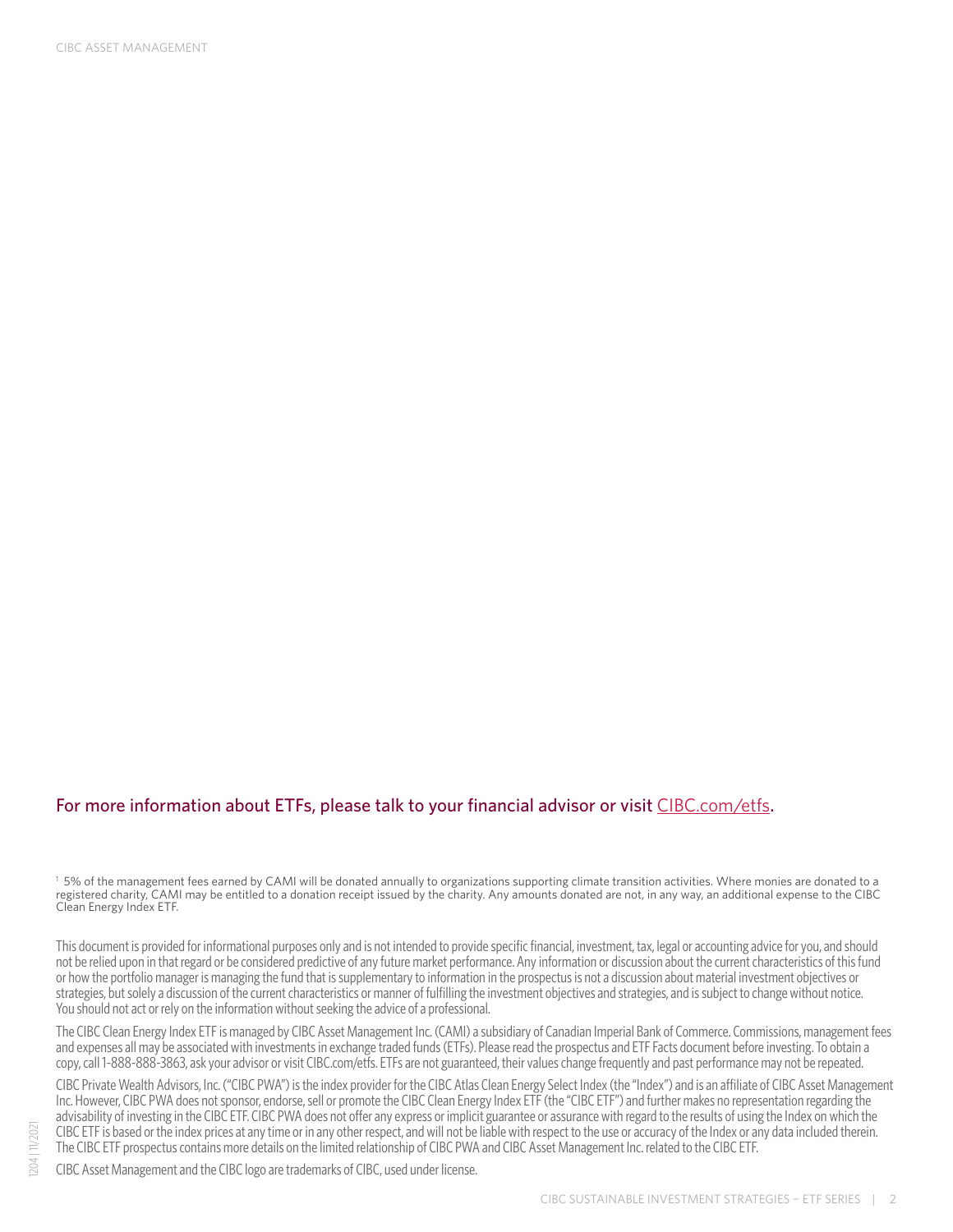For more information about ETFs, please talk to your financial advisor or visit CIBC.com/etfs.

[1] 5% of the management fees earned by CAMI will be donated annually to organizations supporting climate transition activities. Where monies are donated to a registered charity, CAMI may be entitled to a donation receipt issued by the charity. Any amounts donated are not, in any way, an additional expense to the CIBC Clean Energy Index ETF.

This document is provided for informational purposes only and is not intended to provide specific financial, investment, tax, legal or accounting advice for you, and should not be relied upon in that regard or be considered predictive of any future market performance. Any information or discussion about the current characteristics of this fund or how the portfolio manager is managing the fund that is supplementary to information in the prospectus is not a discussion about material investment objectives or strategies, but solely a discussion of the current characteristics or manner of fulfilling the investment objectives and strategies, and is subject to change without notice. You should not act or rely on the information without seeking the advice of a professional.

The CIBC Clean Energy Index ETF is managed by CIBC Asset Management Inc. (CAMI) a subsidiary of Canadian Imperial Bank of Commerce. Commissions, management fees and expenses all may be associated with investments in exchange traded funds (ETFs). Please read the prospectus and ETF Facts document before investing. To obtain a copy, call 1-888-888-3863, ask your advisor or visit CIBC.com/etfs. ETFs are not guaranteed, their values change frequently and past performance may not be repeated.

CIBC Private Wealth Advisors, Inc. ("CIBC PWA") is the index provider for the CIBC Atlas Clean Energy Select Index (the "Index") and is an affiliate of CIBC Asset Management Inc. However, CIBC PWA does not sponsor, endorse, sell or promote the CIBC Clean Energy Index ETF (the "CIBC ETF") and further makes no representation regarding the advisability of investing in the CIBC ETF. CIBC PWA does not offer any express or implicit guarantee or assurance with regard to the results of using the Index on which the CIBC ETF is based or the index prices at any time or in any other respect, and will not be liable with respect to the use or accuracy of the Index or any data included therein. The CIBC ETF prospectus contains more details on the limited relationship of CIBC PWA and CIBC Asset Management Inc. related to the CIBC ETF.

CIBC Asset Management and the CIBC logo are trademarks of CIBC, used under license.

1204 | 11/2021